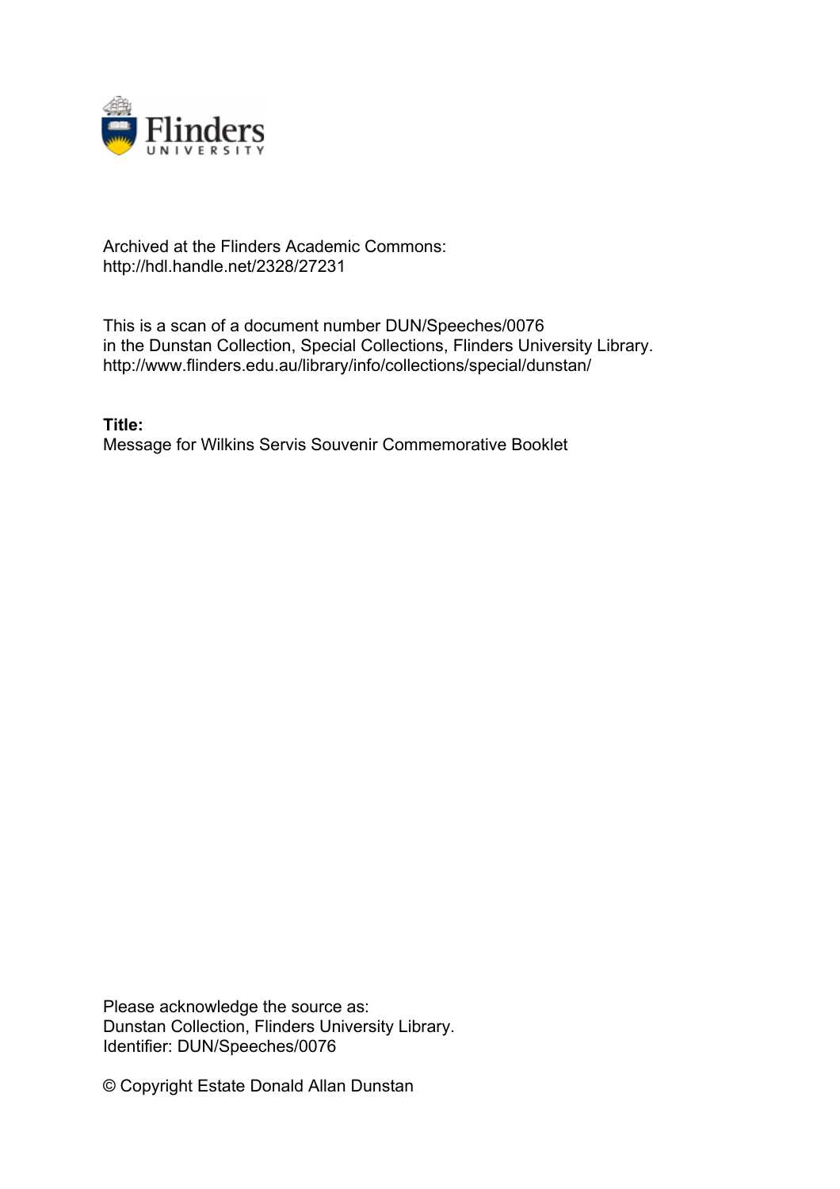Archived at the Flinders Academic Commons:
http://hdl.handle.net/2328/27231

This is a scan of a document number DUN/Speeches/0076
in the Dunstan Collection, Special Collections, Flinders University Library.
http://www.flinders.edu.au/library/info/collections/special/dunstan/

**Title:**
Message for Wilkins Servis Souvenir Commemorative Booklet

Please acknowledge the source as:
Dunstan Collection, Flinders University Library.
Identifier: DUN/Speeches/0076

© Copyright Estate Donald Allan Dunstan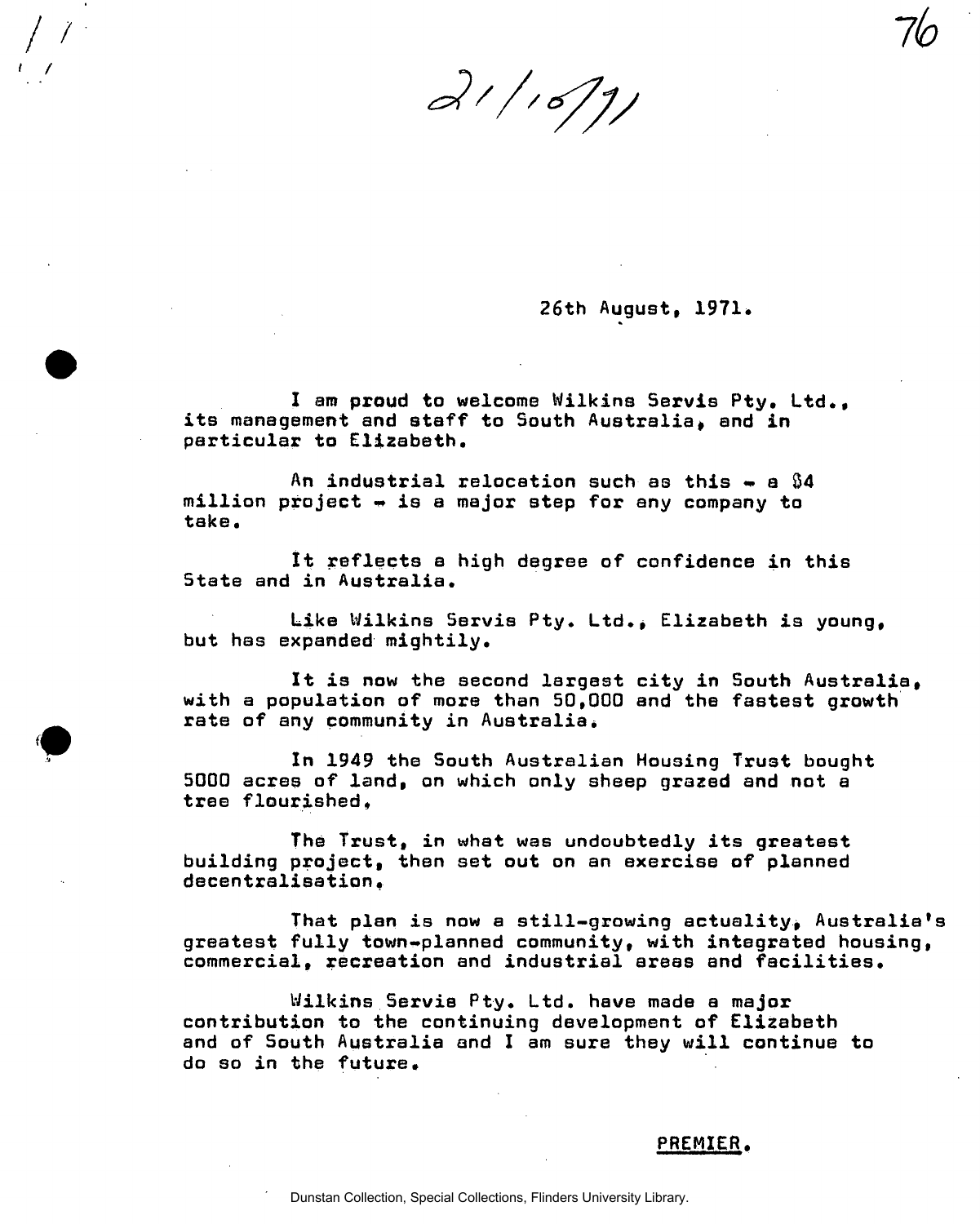21/10/71

26th August, 1971.

I am proud to welcome Wilkins Servis Pty. Ltd., its management and staff to South Australia, and in particular to Elizabeth.

An industrial relocation such as this - a $4 million project - is a major step for any company to take.

It reflects a high degree of confidence in this State and in Australia.

Like Wilkins Servis Pty. Ltd., Elizabeth is young, but has expanded mightily.

It is now the second largest city in South Australia, with a population of more than 50,000 and the fastest growth rate of any community in Australia.

In 1949 the South Australian Housing Trust bought 5000 acres of land, on which only sheep grazed and not a tree flourished.

The Trust, in what was undoubtedly its greatest building project, then set out on an exercise of planned decentralisation.

That plan is now a still-growing actuality, Australia's greatest fully town-planned community, with integrated housing, commercial, recreation and industrial areas and facilities.

Wilkins Servis Pty. Ltd. have made a major contribution to the continuing development of Elizabeth and of South Australia and I am sure they will continue to do so in the future.

**PREMIER.**

Dunstan Collection, Special Collections, Flinders University Library.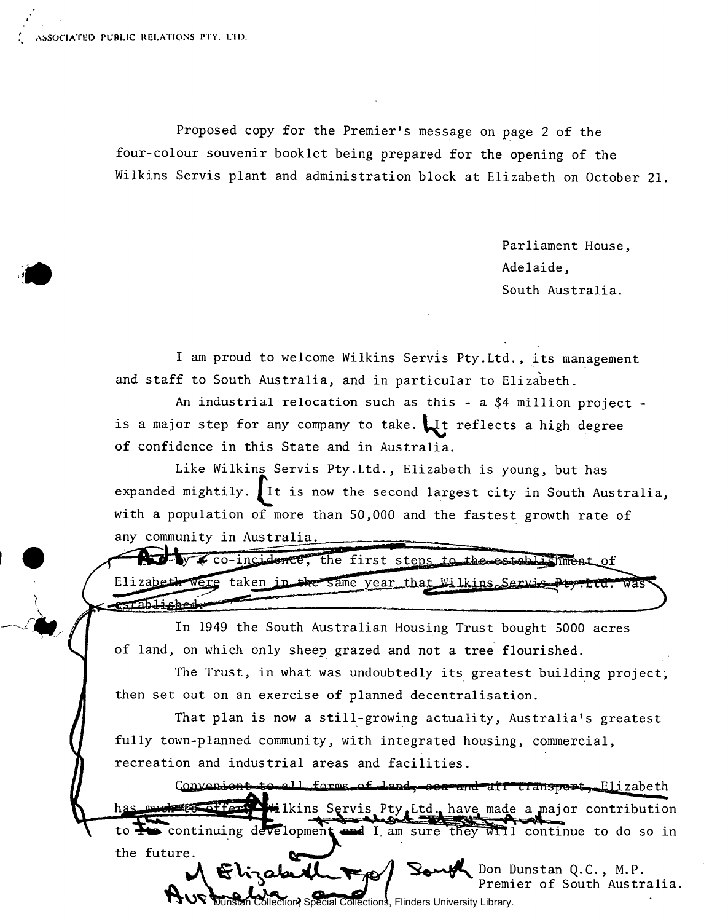ASSOCIATED PUBLIC RELATIONS PTY. LTD.

Proposed copy for the Premier's message on page 2 of the four-colour souvenir booklet being prepared for the opening of the Wilkins Servis plant and administration block at Elizabeth on October 21.

Parliament House,
Adelaide,
South Australia.

I am proud to welcome Wilkins Servis Pty.Ltd., its management and staff to South Australia, and in particular to Elizabeth.

An industrial relocation such as this - a $4 million project - is a major step for any company to take. It reflects a high degree of confidence in this State and in Australia.

Like Wilkins Servis Pty.Ltd., Elizabeth is young, but has expanded mightily. It is now the second largest city in South Australia, with a population of more than 50,000 and the fastest growth rate of any community in Australia.

~~And by a co-incidence, the first steps to the establishment of Elizabeth were taken in the same year that Wilkins Servis Pty.Ltd. was established.~~

In 1949 the South Australian Housing Trust bought 5000 acres of land, on which only sheep grazed and not a tree flourished.

The Trust, in what was undoubtedly its greatest building project, then set out on an exercise of planned decentralisation.

That plan is now a still-growing actuality, Australia's greatest fully town-planned community, with integrated housing, commercial, recreation and industrial areas and facilities.

~~Convenient to all forms of land, sea and air transport, Elizabeth has much to offer.~~ Wilkins Servis Pty.Ltd. have made a major contribution to ~~its~~ the continuing development ~~and~~ of Elizabeth & of South Australia and I am sure they will continue to do so in the future.

Don Dunstan Q.C., M.P.
Premier of South Australia.